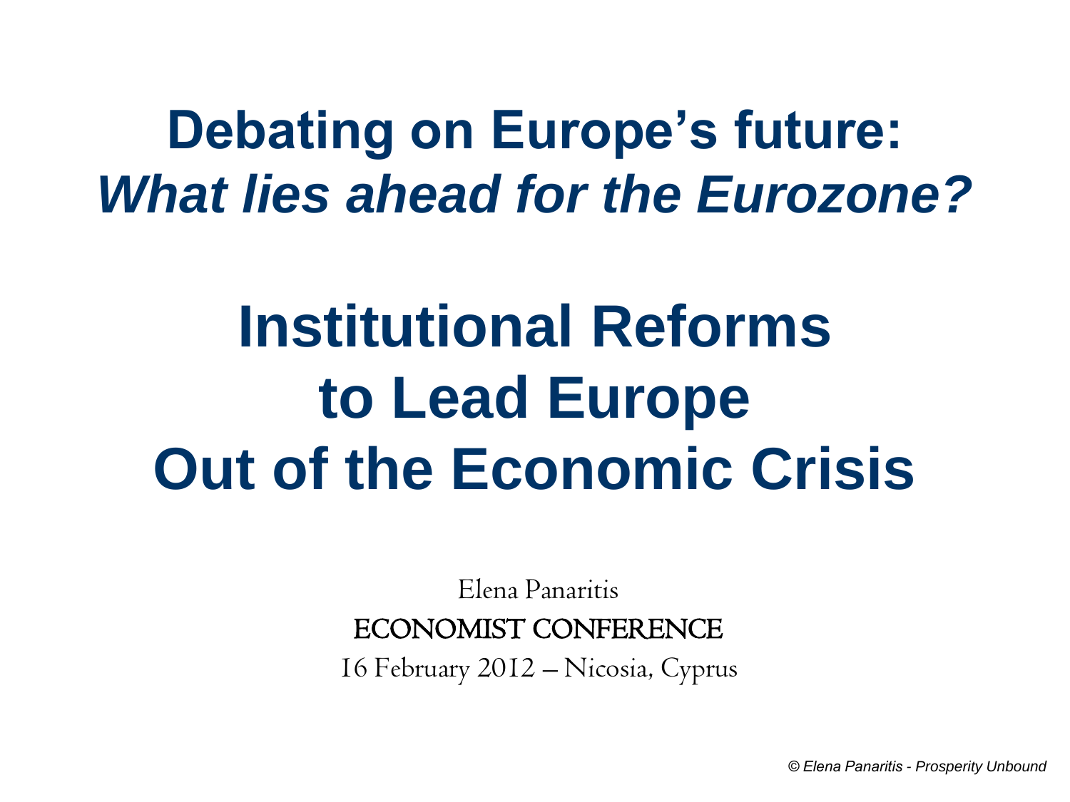# Debating on Europe's future: *What lies ahead for the Eurozone?*

# Institutional Reforms to Lead Europe Out of the Economic Crisis

Elena Panaritis

ECONOMIST CONFERENCE

16 February 2012 – Nicosia, Cyprus

*© Elena Panaritis - Prosperity Unbound*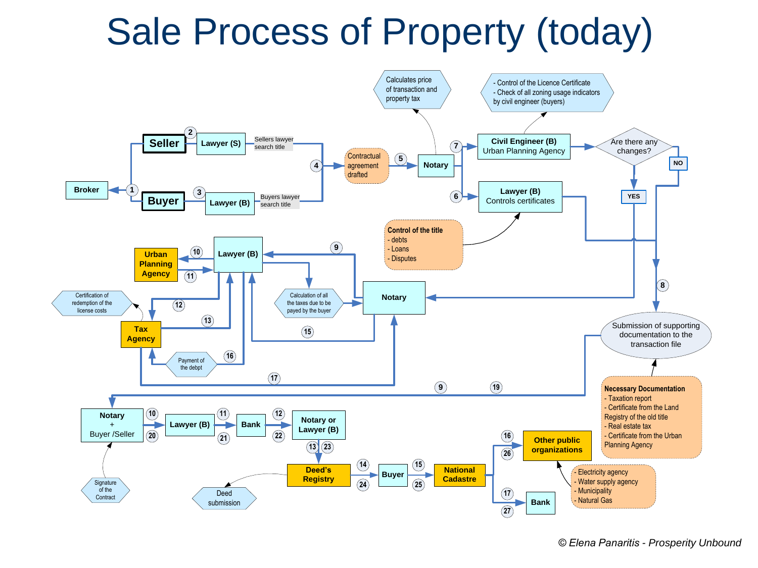# Sale Process of Property (today)

- Seller
- Buyer
- Broker
- Lawyer (S)
- Lawyer (B)
- Sellers lawyer search title
- Buyers lawyer search title
- Contractual agreement drafted
- Notary
- Calculates price of transaction and property tax
- Civil Engineer (B) Urban Planning Agency
- - Control of the Licence Certificate
  - Check of all zoning usage indicators by civil engineer (buyers)
- Are there any changes?
- YES
- NO
- Lawyer (B) Controls certificates
- Control of the title
  - debts
  - Loans
  - Disputes
- Lawyer (B)
- Urban Planning Agency
- Notary
- Calculation of all the taxes due to be payed by the buyer
- Certification of redemption of the license costs
- Tax Agency
- Payment of the debpt
- Submission of supporting documentation to the transaction file
- Necessary Documentation
  - Taxation report
  - Certificate from the Land Registry of the old title
  - Real estate tax
  - Certificate from the Urban Planning Agency
- Notary + Buyer /Seller
- Lawyer (B)
- Bank
- Notary or Lawyer (B)
- Signature of the Contract
- Deed's Registry
- Deed submission
- Buyer
- National Cadastre
- Other public organizations
- Bank
- - Electricity agency
  - Water supply agency
  - Municipality
  - Natural Gas

© Elena Panaritis - Prosperity Unbound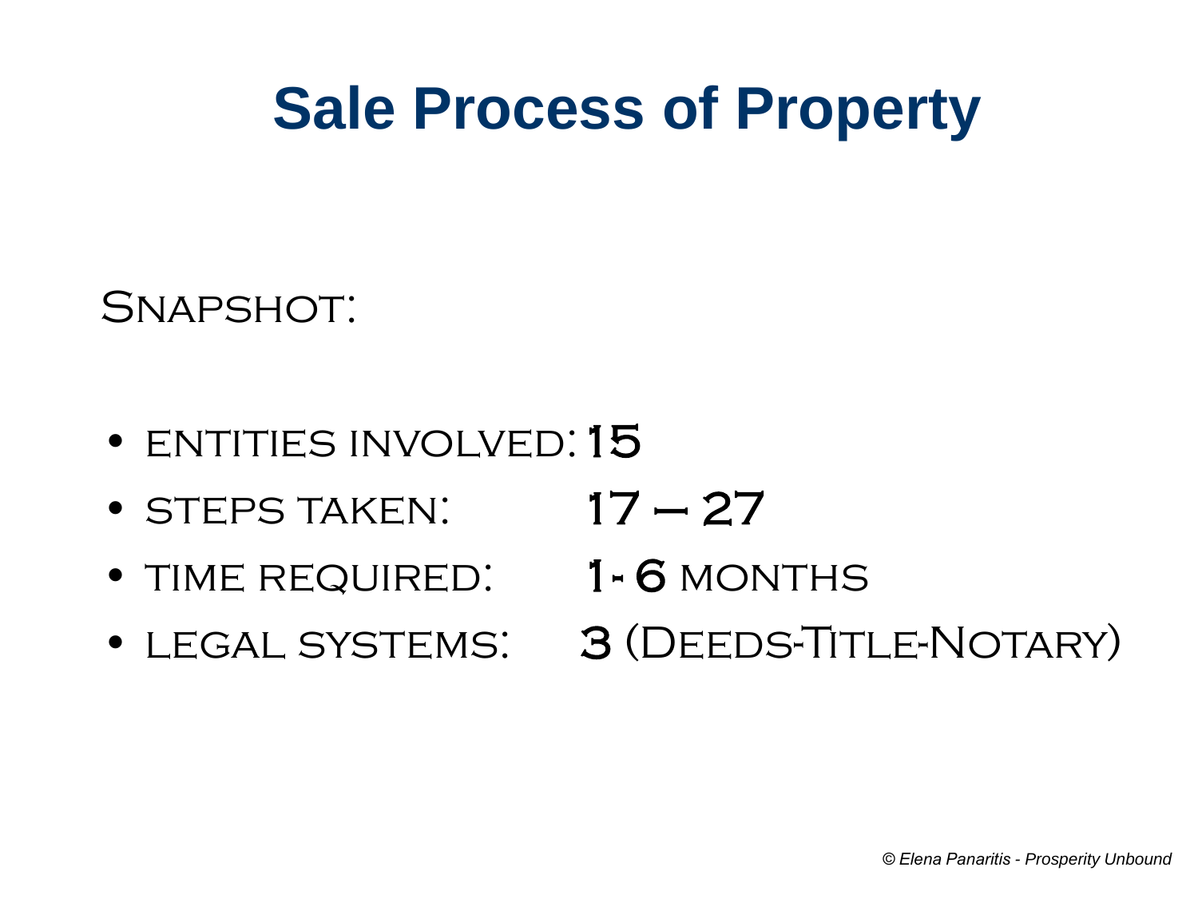# Sale Process of Property

Snapshot:

- entities involved: 15
- steps taken: 17 – 27
- time required: 1- 6 months
- legal systems: 3 (Deeds-Title-Notary)

*© Elena Panaritis - Prosperity Unbound*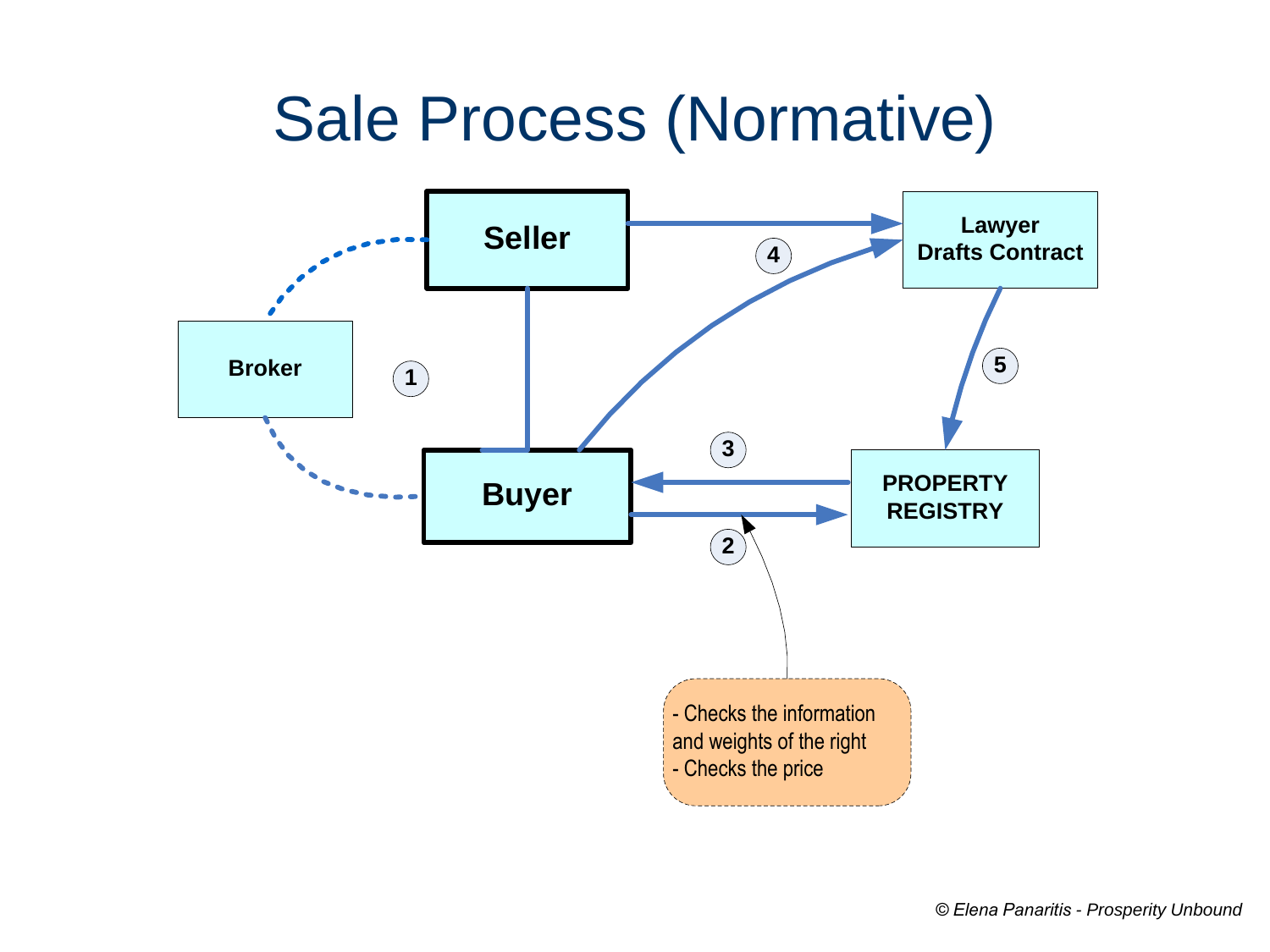# Sale Process (Normative)

Seller

Broker

1

4

Lawyer
Drafts Contract

5

Buyer

3

2

PROPERTY
REGISTRY

- Checks the information and weights of the right
- Checks the price

*© Elena Panaritis - Prosperity Unbound*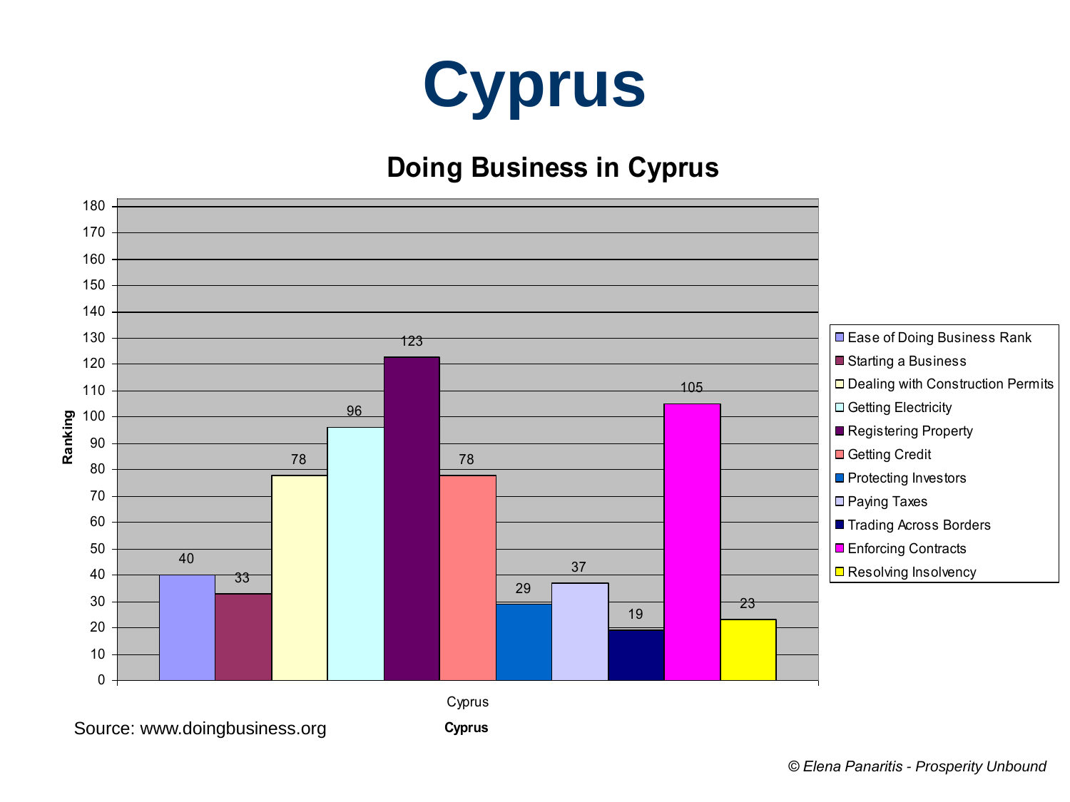# Cyprus

## Doing Business in Cyprus

| Indicator | Ranking |
|---|---|
| Ease of Doing Business Rank | 40 |
| Starting a Business | 33 |
| Dealing with Construction Permits | 78 |
| Getting Electricity | 96 |
| Registering Property | 123 |
| Getting Credit | 78 |
| Protecting Investors | 29 |
| Paying Taxes | 37 |
| Trading Across Borders | 19 |
| Enforcing Contracts | 105 |
| Resolving Insolvency | 23 |

Source: www.doingbusiness.org

*© Elena Panaritis - Prosperity Unbound*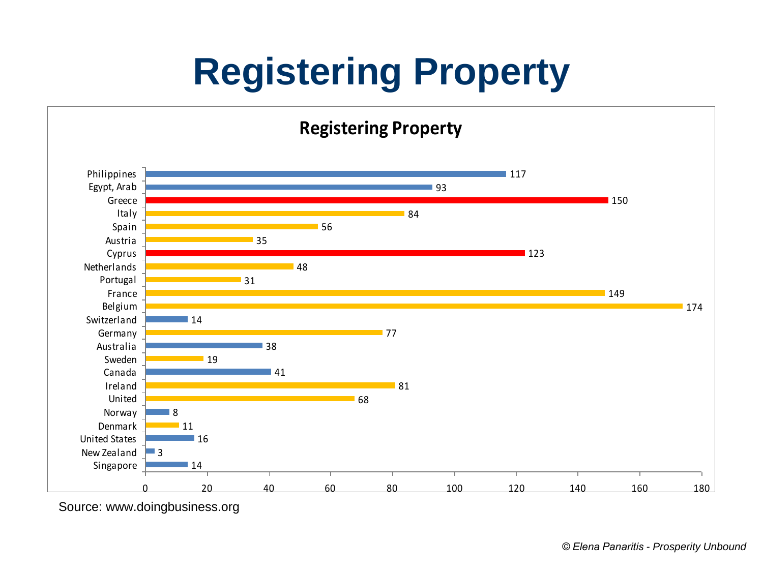# Registering Property

## Registering Property

| Country | Value |
|---|---|
| Philippines | 117 |
| Egypt, Arab | 93 |
| Greece | 150 |
| Italy | 84 |
| Spain | 56 |
| Austria | 35 |
| Cyprus | 123 |
| Netherlands | 48 |
| Portugal | 31 |
| France | 149 |
| Belgium | 174 |
| Switzerland | 14 |
| Germany | 77 |
| Australia | 38 |
| Sweden | 19 |
| Canada | 41 |
| Ireland | 81 |
| United | 68 |
| Norway | 8 |
| Denmark | 11 |
| United States | 16 |
| New Zealand | 3 |
| Singapore | 14 |

Source: www.doingbusiness.org

*© Elena Panaritis - Prosperity Unbound*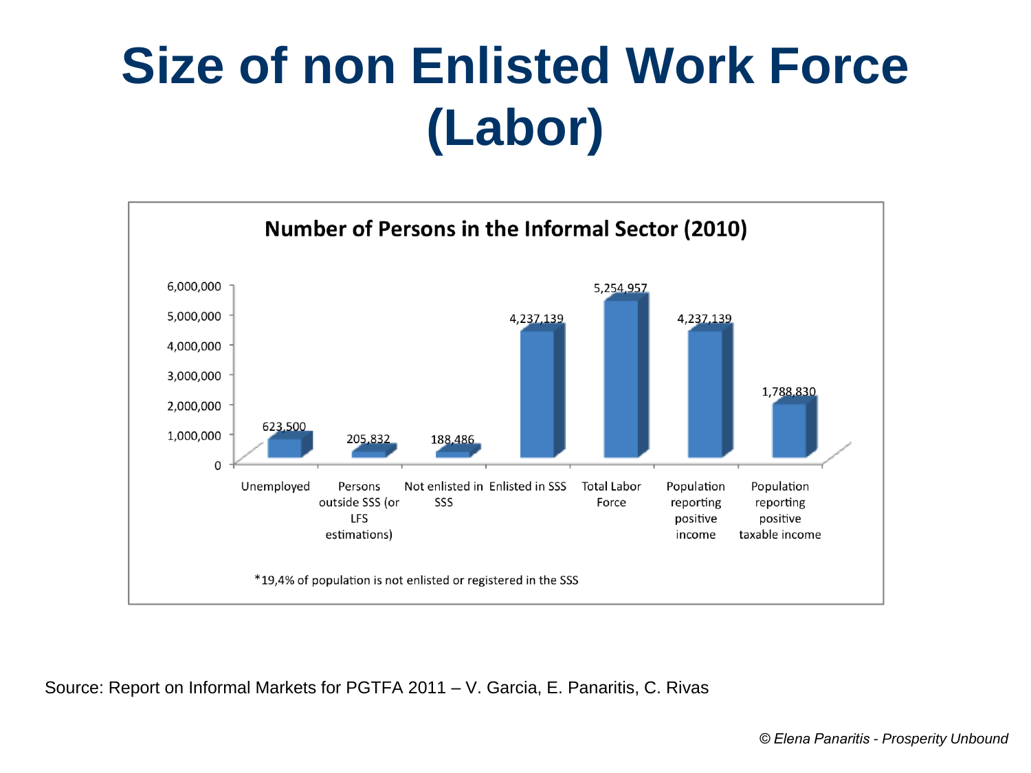# Size of non Enlisted Work Force (Labor)

**Number of Persons in the Informal Sector (2010)**

| Category | Number of Persons |
|---|---|
| Unemployed | 623,500 |
| Persons outside SSS (or LFS estimations) | 205,832 |
| Not enlisted in SSS | 188,486 |
| Enlisted in SSS | 4,237,139 |
| Total Labor Force | 5,254,957 |
| Population reporting positive income | 4,237,139 |
| Population reporting positive taxable income | 1,788,830 |

*19,4% of population is not enlisted or registered in the SSS

Source: Report on Informal Markets for PGTFA 2011 – V. Garcia, E. Panaritis, C. Rivas

*© Elena Panaritis - Prosperity Unbound*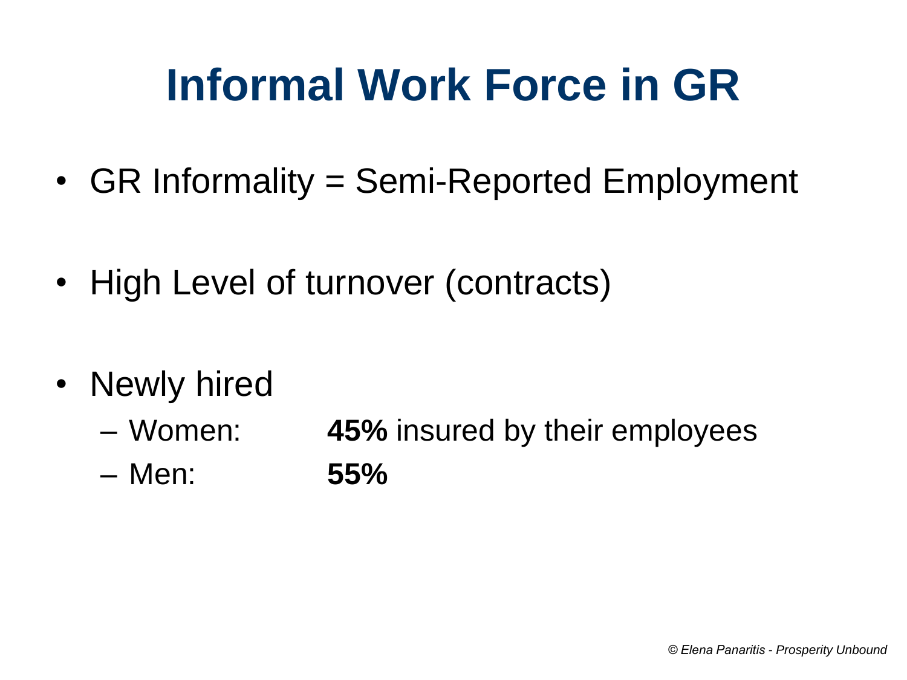# Informal Work Force in GR

- GR Informality = Semi-Reported Employment
- High Level of turnover (contracts)
- Newly hired
  - Women: **45%** insured by their employees
  - Men: **55%**

*© Elena Panaritis - Prosperity Unbound*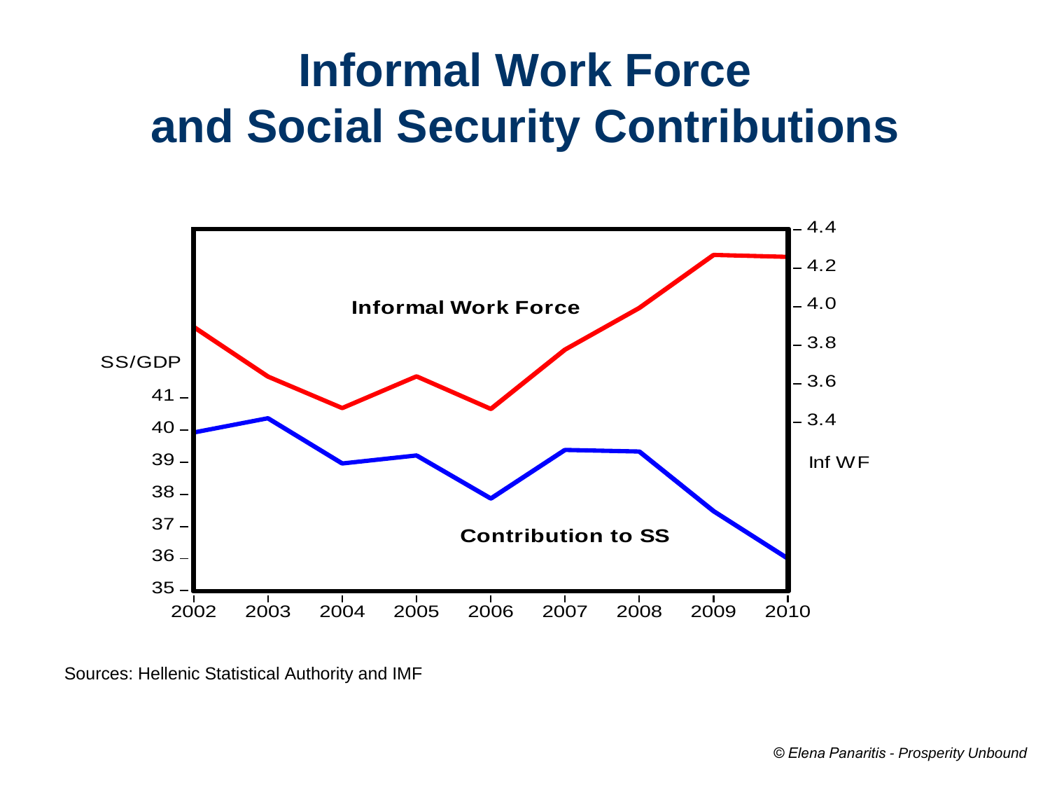# Informal Work Force and Social Security Contributions

Sources: Hellenic Statistical Authority and IMF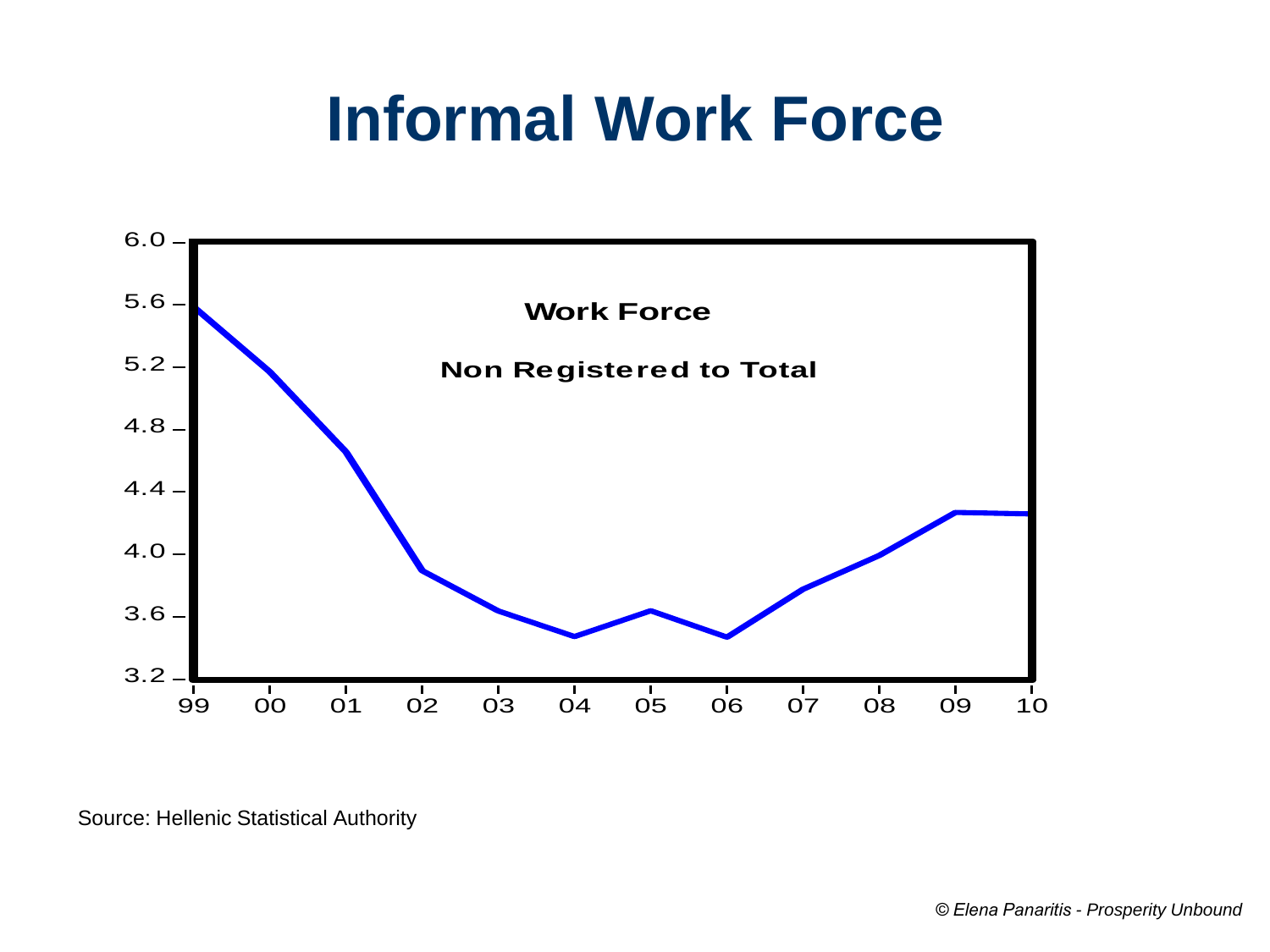# Informal Work Force

Work Force

Non Registered to Total

Source: Hellenic Statistical Authority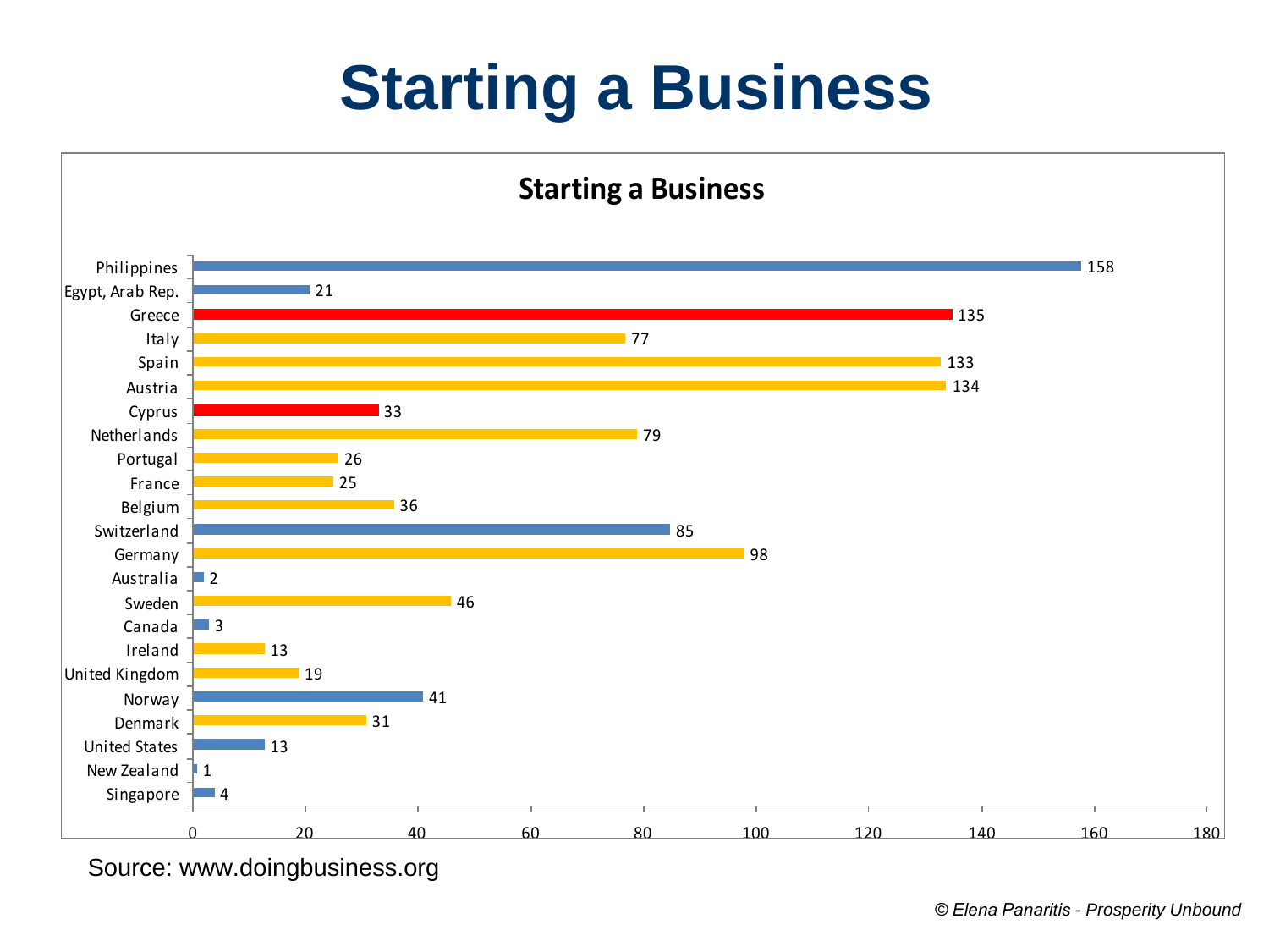# Starting a Business

**Starting a Business**

| Country | Value |
|---|---|
| Philippines | 158 |
| Egypt, Arab Rep. | 21 |
| Greece | 135 |
| Italy | 77 |
| Spain | 133 |
| Austria | 134 |
| Cyprus | 33 |
| Netherlands | 79 |
| Portugal | 26 |
| France | 25 |
| Belgium | 36 |
| Switzerland | 85 |
| Germany | 98 |
| Australia | 2 |
| Sweden | 46 |
| Canada | 3 |
| Ireland | 13 |
| United Kingdom | 19 |
| Norway | 41 |
| Denmark | 31 |
| United States | 13 |
| New Zealand | 1 |
| Singapore | 4 |

Source: www.doingbusiness.org

*© Elena Panaritis - Prosperity Unbound*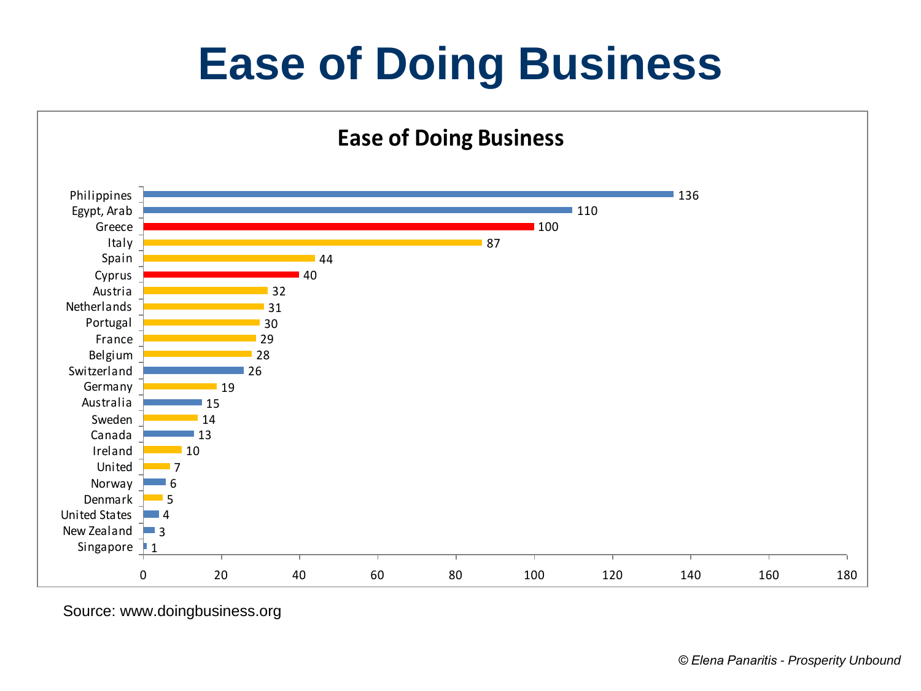# Ease of Doing Business

**Ease of Doing Business**

| Country | Ease of Doing Business |
|---|---|
| Philippines | 136 |
| Egypt, Arab | 110 |
| Greece | 100 |
| Italy | 87 |
| Spain | 44 |
| Cyprus | 40 |
| Austria | 32 |
| Netherlands | 31 |
| Portugal | 30 |
| France | 29 |
| Belgium | 28 |
| Switzerland | 26 |
| Germany | 19 |
| Australia | 15 |
| Sweden | 14 |
| Canada | 13 |
| Ireland | 10 |
| United | 7 |
| Norway | 6 |
| Denmark | 5 |
| United States | 4 |
| New Zealand | 3 |
| Singapore | 1 |

Source: www.doingbusiness.org

*© Elena Panaritis - Prosperity Unbound*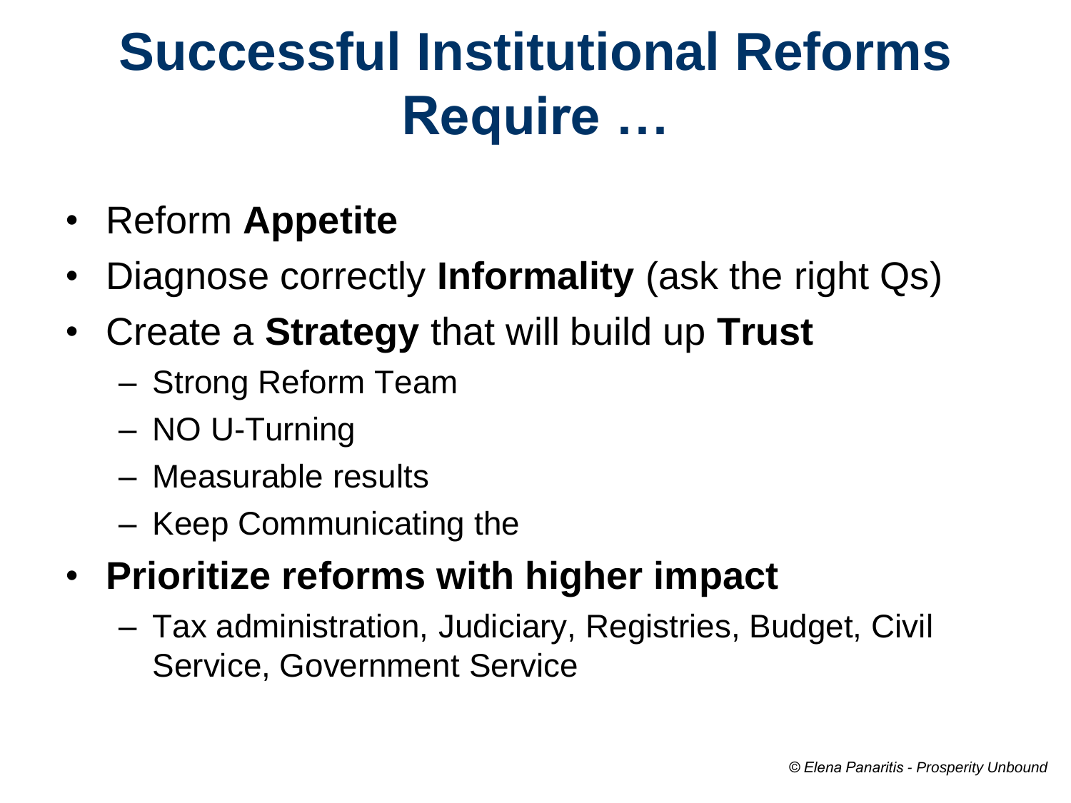# Successful Institutional Reforms Require …

- Reform **Appetite**
- Diagnose correctly **Informality** (ask the right Qs)
- Create a **Strategy** that will build up **Trust**
  - Strong Reform Team
  - NO U-Turning
  - Measurable results
  - Keep Communicating the
- **Prioritize reforms with higher impact**
  - Tax administration, Judiciary, Registries, Budget, Civil Service, Government Service

*© Elena Panaritis - Prosperity Unbound*